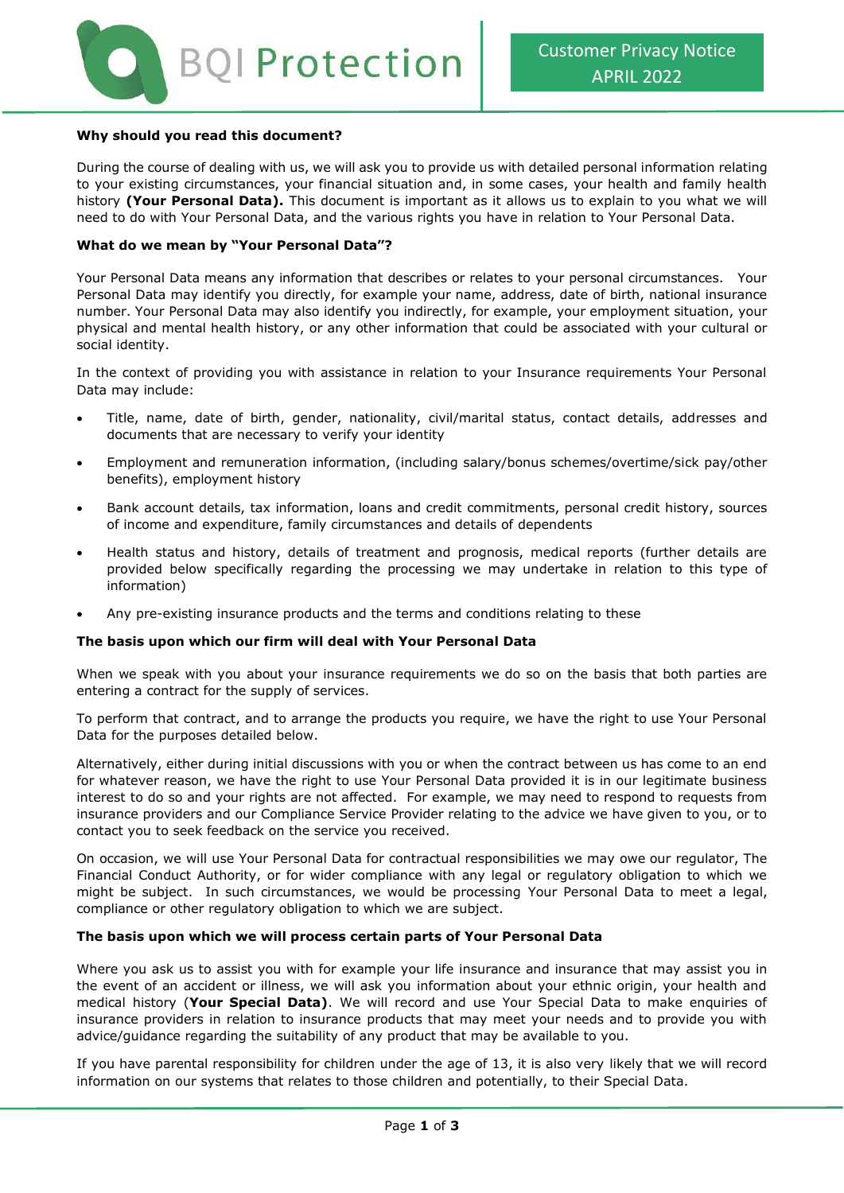BQI Protection

**Customer Privacy Notice**
**APRIL 2022**

**Why should you read this document?**

During the course of dealing with us, we will ask you to provide us with detailed personal information relating to your existing circumstances, your financial situation and, in some cases, your health and family health history **(Your Personal Data).** This document is important as it allows us to explain to you what we will need to do with Your Personal Data, and the various rights you have in relation to Your Personal Data.

**What do we mean by "Your Personal Data"?**

Your Personal Data means any information that describes or relates to your personal circumstances. Your Personal Data may identify you directly, for example your name, address, date of birth, national insurance number. Your Personal Data may also identify you indirectly, for example, your employment situation, your physical and mental health history, or any other information that could be associated with your cultural or social identity.

In the context of providing you with assistance in relation to your Insurance requirements Your Personal Data may include:

- Title, name, date of birth, gender, nationality, civil/marital status, contact details, addresses and documents that are necessary to verify your identity
- Employment and remuneration information, (including salary/bonus schemes/overtime/sick pay/other benefits), employment history
- Bank account details, tax information, loans and credit commitments, personal credit history, sources of income and expenditure, family circumstances and details of dependents
- Health status and history, details of treatment and prognosis, medical reports (further details are provided below specifically regarding the processing we may undertake in relation to this type of information)
- Any pre-existing insurance products and the terms and conditions relating to these

**The basis upon which our firm will deal with Your Personal Data**

When we speak with you about your insurance requirements we do so on the basis that both parties are entering a contract for the supply of services.

To perform that contract, and to arrange the products you require, we have the right to use Your Personal Data for the purposes detailed below.

Alternatively, either during initial discussions with you or when the contract between us has come to an end for whatever reason, we have the right to use Your Personal Data provided it is in our legitimate business interest to do so and your rights are not affected. For example, we may need to respond to requests from insurance providers and our Compliance Service Provider relating to the advice we have given to you, or to contact you to seek feedback on the service you received.

On occasion, we will use Your Personal Data for contractual responsibilities we may owe our regulator, The Financial Conduct Authority, or for wider compliance with any legal or regulatory obligation to which we might be subject. In such circumstances, we would be processing Your Personal Data to meet a legal, compliance or other regulatory obligation to which we are subject.

**The basis upon which we will process certain parts of Your Personal Data**

Where you ask us to assist you with for example your life insurance and insurance that may assist you in the event of an accident or illness, we will ask you information about your ethnic origin, your health and medical history (**Your Special Data**). We will record and use Your Special Data to make enquiries of insurance providers in relation to insurance products that may meet your needs and to provide you with advice/guidance regarding the suitability of any product that may be available to you.

If you have parental responsibility for children under the age of 13, it is also very likely that we will record information on our systems that relates to those children and potentially, to their Special Data.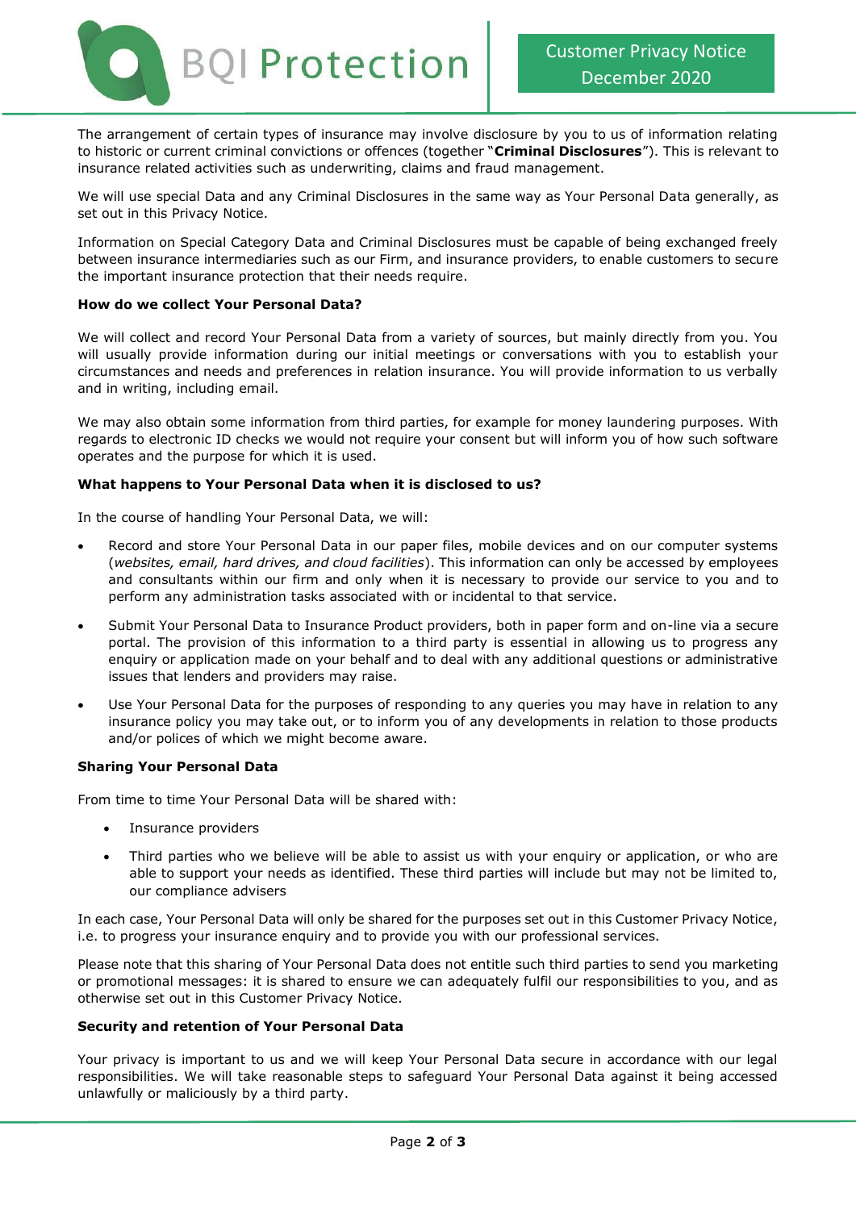The arrangement of certain types of insurance may involve disclosure by you to us of information relating to historic or current criminal convictions or offences (together "**Criminal Disclosures**"). This is relevant to insurance related activities such as underwriting, claims and fraud management.

We will use special Data and any Criminal Disclosures in the same way as Your Personal Data generally, as set out in this Privacy Notice.

Information on Special Category Data and Criminal Disclosures must be capable of being exchanged freely between insurance intermediaries such as our Firm, and insurance providers, to enable customers to secure the important insurance protection that their needs require.

**How do we collect Your Personal Data?**

We will collect and record Your Personal Data from a variety of sources, but mainly directly from you. You will usually provide information during our initial meetings or conversations with you to establish your circumstances and needs and preferences in relation insurance. You will provide information to us verbally and in writing, including email.

We may also obtain some information from third parties, for example for money laundering purposes. With regards to electronic ID checks we would not require your consent but will inform you of how such software operates and the purpose for which it is used.

**What happens to Your Personal Data when it is disclosed to us?**

In the course of handling Your Personal Data, we will:

- Record and store Your Personal Data in our paper files, mobile devices and on our computer systems (*websites, email, hard drives, and cloud facilities*). This information can only be accessed by employees and consultants within our firm and only when it is necessary to provide our service to you and to perform any administration tasks associated with or incidental to that service.
- Submit Your Personal Data to Insurance Product providers, both in paper form and on-line via a secure portal. The provision of this information to a third party is essential in allowing us to progress any enquiry or application made on your behalf and to deal with any additional questions or administrative issues that lenders and providers may raise.
- Use Your Personal Data for the purposes of responding to any queries you may have in relation to any insurance policy you may take out, or to inform you of any developments in relation to those products and/or polices of which we might become aware.

**Sharing Your Personal Data**

From time to time Your Personal Data will be shared with:

- Insurance providers
- Third parties who we believe will be able to assist us with your enquiry or application, or who are able to support your needs as identified. These third parties will include but may not be limited to, our compliance advisers

In each case, Your Personal Data will only be shared for the purposes set out in this Customer Privacy Notice, i.e. to progress your insurance enquiry and to provide you with our professional services.

Please note that this sharing of Your Personal Data does not entitle such third parties to send you marketing or promotional messages: it is shared to ensure we can adequately fulfil our responsibilities to you, and as otherwise set out in this Customer Privacy Notice.

**Security and retention of Your Personal Data**

Your privacy is important to us and we will keep Your Personal Data secure in accordance with our legal responsibilities. We will take reasonable steps to safeguard Your Personal Data against it being accessed unlawfully or maliciously by a third party.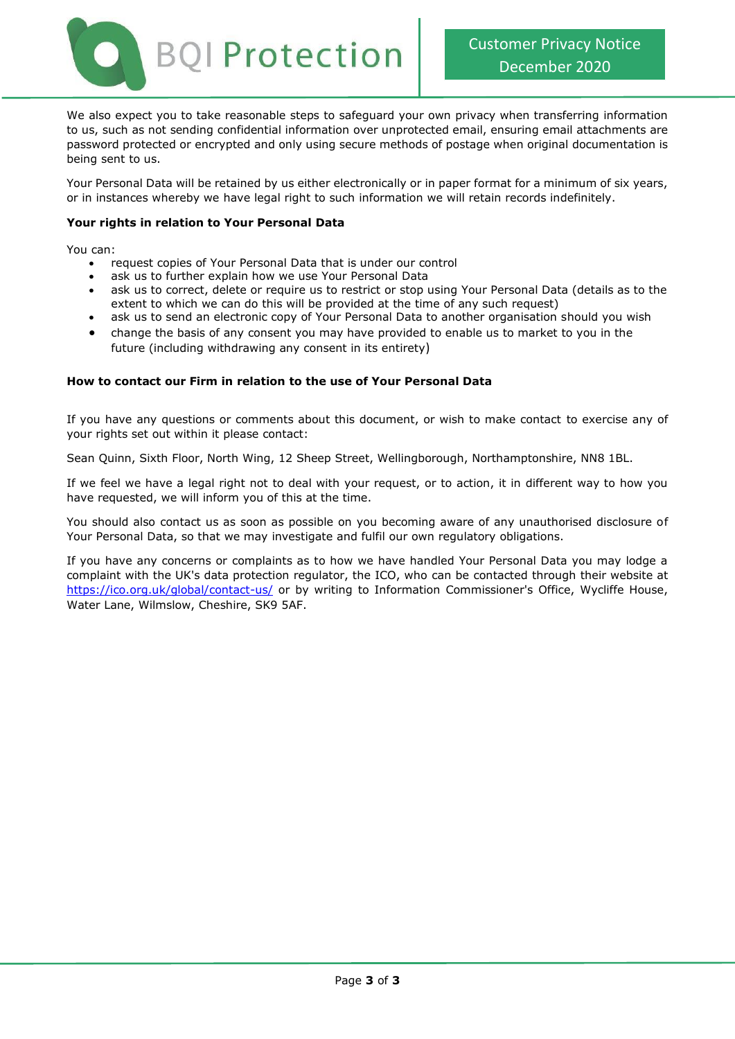We also expect you to take reasonable steps to safeguard your own privacy when transferring information to us, such as not sending confidential information over unprotected email, ensuring email attachments are password protected or encrypted and only using secure methods of postage when original documentation is being sent to us.

Your Personal Data will be retained by us either electronically or in paper format for a minimum of six years, or in instances whereby we have legal right to such information we will retain records indefinitely.

**Your rights in relation to Your Personal Data**

You can:

- request copies of Your Personal Data that is under our control
- ask us to further explain how we use Your Personal Data
- ask us to correct, delete or require us to restrict or stop using Your Personal Data (details as to the extent to which we can do this will be provided at the time of any such request)
- ask us to send an electronic copy of Your Personal Data to another organisation should you wish
- change the basis of any consent you may have provided to enable us to market to you in the future (including withdrawing any consent in its entirety)

**How to contact our Firm in relation to the use of Your Personal Data**

If you have any questions or comments about this document, or wish to make contact to exercise any of your rights set out within it please contact:

Sean Quinn, Sixth Floor, North Wing, 12 Sheep Street, Wellingborough, Northamptonshire, NN8 1BL.

If we feel we have a legal right not to deal with your request, or to action, it in different way to how you have requested, we will inform you of this at the time.

You should also contact us as soon as possible on you becoming aware of any unauthorised disclosure of Your Personal Data, so that we may investigate and fulfil our own regulatory obligations.

If you have any concerns or complaints as to how we have handled Your Personal Data you may lodge a complaint with the UK's data protection regulator, the ICO, who can be contacted through their website at https://ico.org.uk/global/contact-us/ or by writing to Information Commissioner's Office, Wycliffe House, Water Lane, Wilmslow, Cheshire, SK9 5AF.